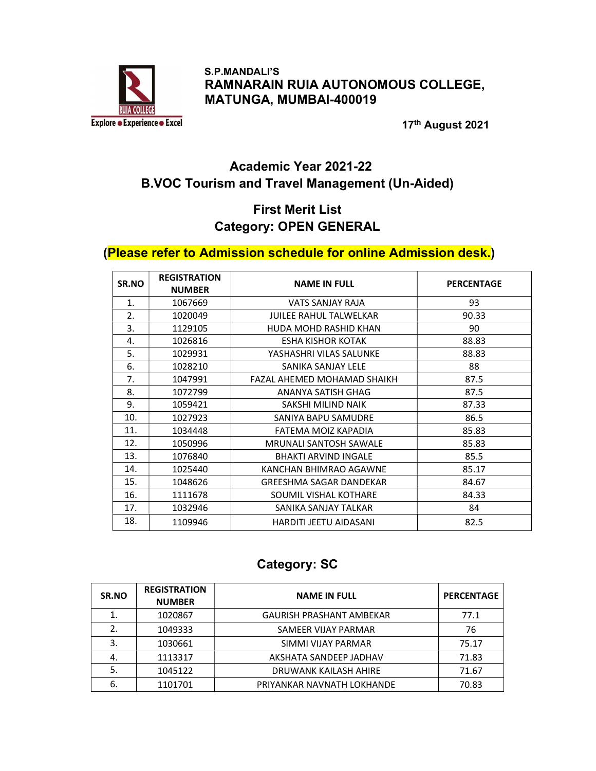S.P.MANDALI'S
# RAMNARAIN RUIA AUTONOMOUS COLLEGE, MATUNGA, MUMBAI-400019

17th August 2021

## Academic Year 2021-22
## B.VOC Tourism and Travel Management (Un-Aided)

### First Merit List
### Category: OPEN GENERAL

**(Please refer to Admission schedule for online Admission desk.)**

| SR.NO | REGISTRATION NUMBER | NAME IN FULL | PERCENTAGE |
|---|---|---|---|
| 1. | 1067669 | VATS SANJAY RAJA | 93 |
| 2. | 1020049 | JUILEE RAHUL TALWELKAR | 90.33 |
| 3. | 1129105 | HUDA MOHD RASHID KHAN | 90 |
| 4. | 1026816 | ESHA KISHOR KOTAK | 88.83 |
| 5. | 1029931 | YASHASHRI VILAS SALUNKE | 88.83 |
| 6. | 1028210 | SANIKA SANJAY LELE | 88 |
| 7. | 1047991 | FAZAL AHEMED MOHAMAD SHAIKH | 87.5 |
| 8. | 1072799 | ANANYA SATISH GHAG | 87.5 |
| 9. | 1059421 | SAKSHI MILIND NAIK | 87.33 |
| 10. | 1027923 | SANIYA BAPU SAMUDRE | 86.5 |
| 11. | 1034448 | FATEMA MOIZ KAPADIA | 85.83 |
| 12. | 1050996 | MRUNALI SANTOSH SAWALE | 85.83 |
| 13. | 1076840 | BHAKTI ARVIND INGALE | 85.5 |
| 14. | 1025440 | KANCHAN BHIMRAO AGAWNE | 85.17 |
| 15. | 1048626 | GREESHMA SAGAR DANDEKAR | 84.67 |
| 16. | 1111678 | SOUMIL VISHAL KOTHARE | 84.33 |
| 17. | 1032946 | SANIKA SANJAY TALKAR | 84 |
| 18. | 1109946 | HARDITI JEETU AIDASANI | 82.5 |

### Category: SC

| SR.NO | REGISTRATION NUMBER | NAME IN FULL | PERCENTAGE |
|---|---|---|---|
| 1. | 1020867 | GAURISH PRASHANT AMBEKAR | 77.1 |
| 2. | 1049333 | SAMEER VIJAY PARMAR | 76 |
| 3. | 1030661 | SIMMI VIJAY PARMAR | 75.17 |
| 4. | 1113317 | AKSHATA SANDEEP JADHAV | 71.83 |
| 5. | 1045122 | DRUWANK KAILASH AHIRE | 71.67 |
| 6. | 1101701 | PRIYANKAR NAVNATH LOKHANDE | 70.83 |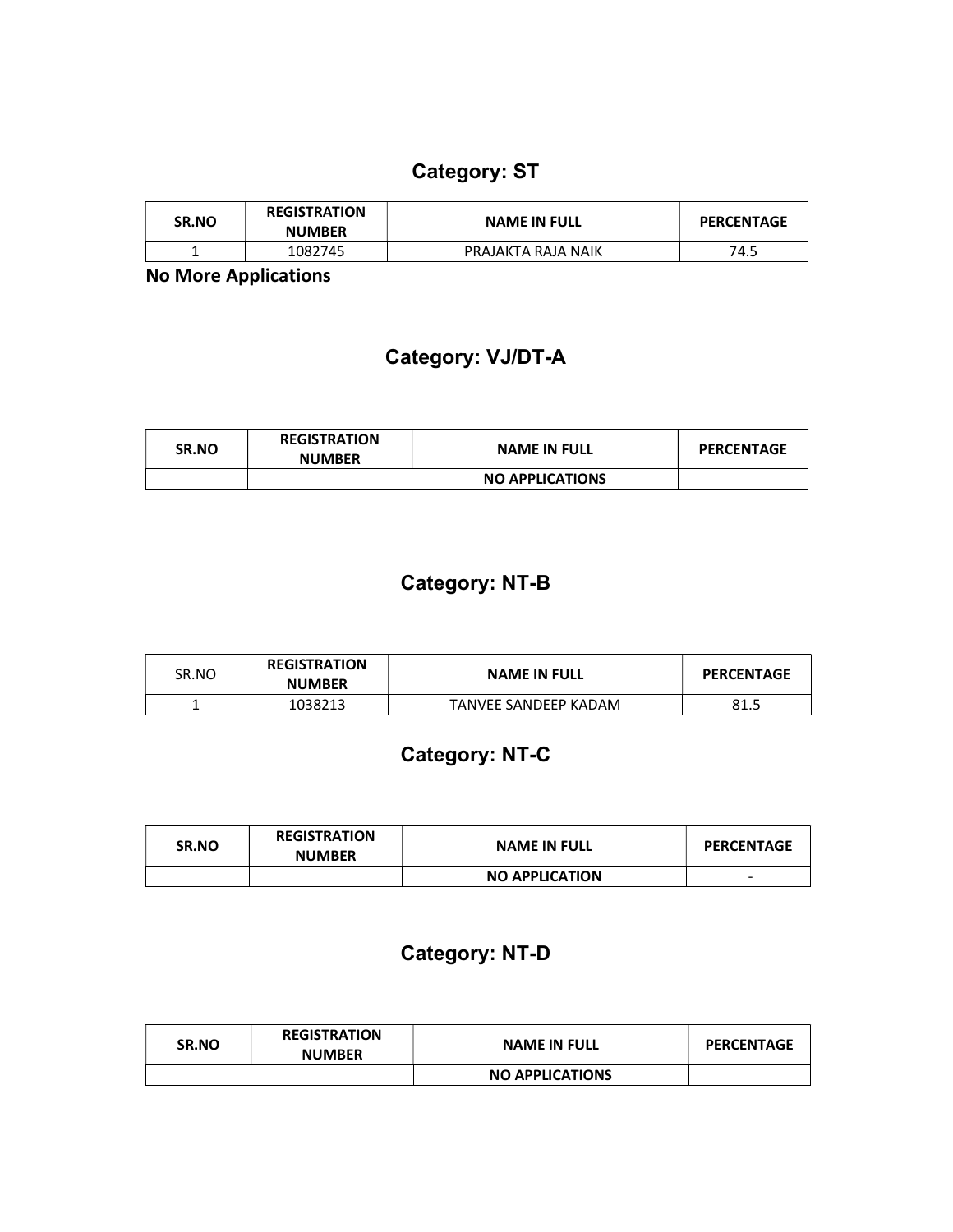## Category: ST

| SR.NO | REGISTRATION NUMBER | NAME IN FULL | PERCENTAGE |
|---|---|---|---|
| 1 | 1082745 | PRAJAKTA RAJA NAIK | 74.5 |

**No More Applications**

## Category: VJ/DT-A

| SR.NO | REGISTRATION NUMBER | NAME IN FULL | PERCENTAGE |
|---|---|---|---|
| | | **NO APPLICATIONS** | |

## Category: NT-B

| SR.NO | REGISTRATION NUMBER | NAME IN FULL | PERCENTAGE |
|---|---|---|---|
| 1 | 1038213 | TANVEE SANDEEP KADAM | 81.5 |

## Category: NT-C

| SR.NO | REGISTRATION NUMBER | NAME IN FULL | PERCENTAGE |
|---|---|---|---|
| | | **NO APPLICATION** | - |

## Category: NT-D

| SR.NO | REGISTRATION NUMBER | NAME IN FULL | PERCENTAGE |
|---|---|---|---|
| | | **NO APPLICATIONS** | |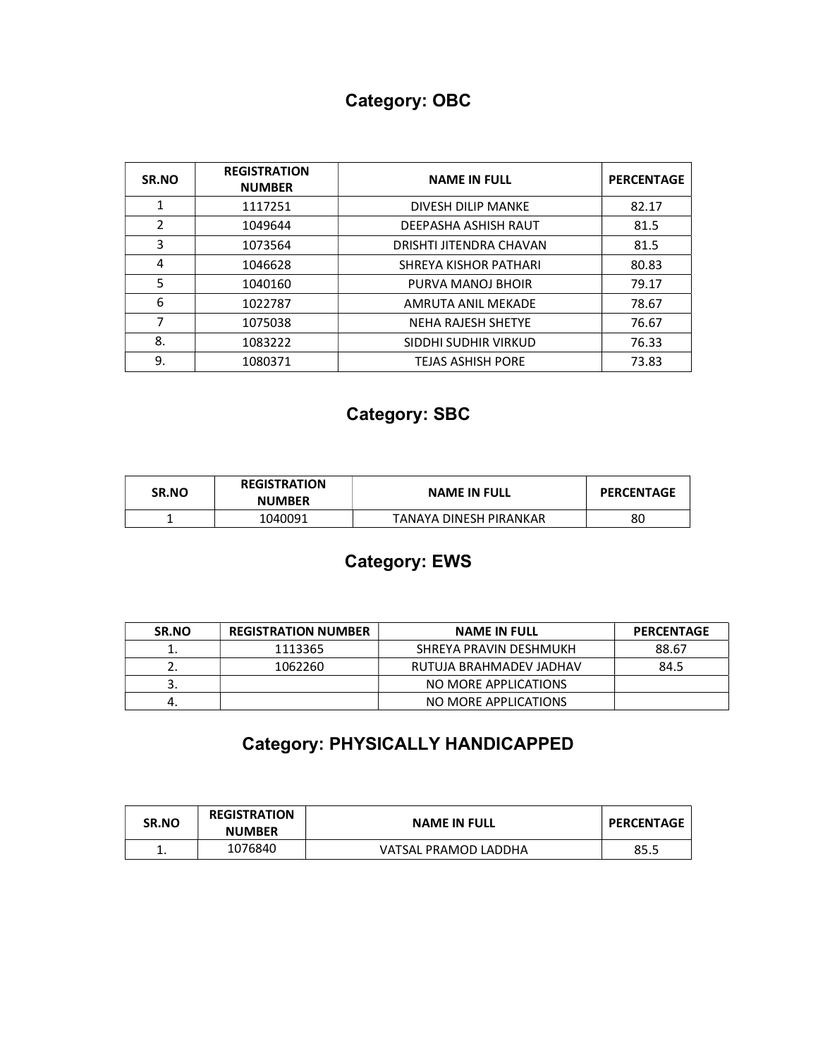## Category: OBC

| SR.NO | REGISTRATION NUMBER | NAME IN FULL | PERCENTAGE |
|---|---|---|---|
| 1 | 1117251 | DIVESH DILIP MANKE | 82.17 |
| 2 | 1049644 | DEEPASHA ASHISH RAUT | 81.5 |
| 3 | 1073564 | DRISHTI JITENDRA CHAVAN | 81.5 |
| 4 | 1046628 | SHREYA KISHOR PATHARI | 80.83 |
| 5 | 1040160 | PURVA MANOJ BHOIR | 79.17 |
| 6 | 1022787 | AMRUTA ANIL MEKADE | 78.67 |
| 7 | 1075038 | NEHA RAJESH SHETYE | 76.67 |
| 8. | 1083222 | SIDDHI SUDHIR VIRKUD | 76.33 |
| 9. | 1080371 | TEJAS ASHISH PORE | 73.83 |

## Category: SBC

| SR.NO | REGISTRATION NUMBER | NAME IN FULL | PERCENTAGE |
|---|---|---|---|
| 1 | 1040091 | TANAYA DINESH PIRANKAR | 80 |

## Category: EWS

| SR.NO | REGISTRATION NUMBER | NAME IN FULL | PERCENTAGE |
|---|---|---|---|
| 1. | 1113365 | SHREYA PRAVIN DESHMUKH | 88.67 |
| 2. | 1062260 | RUTUJA BRAHMADEV JADHAV | 84.5 |
| 3. | | NO MORE APPLICATIONS | |
| 4. | | NO MORE APPLICATIONS | |

## Category: PHYSICALLY HANDICAPPED

| SR.NO | REGISTRATION NUMBER | NAME IN FULL | PERCENTAGE |
|---|---|---|---|
| 1. | 1076840 | VATSAL PRAMOD LADDHA | 85.5 |